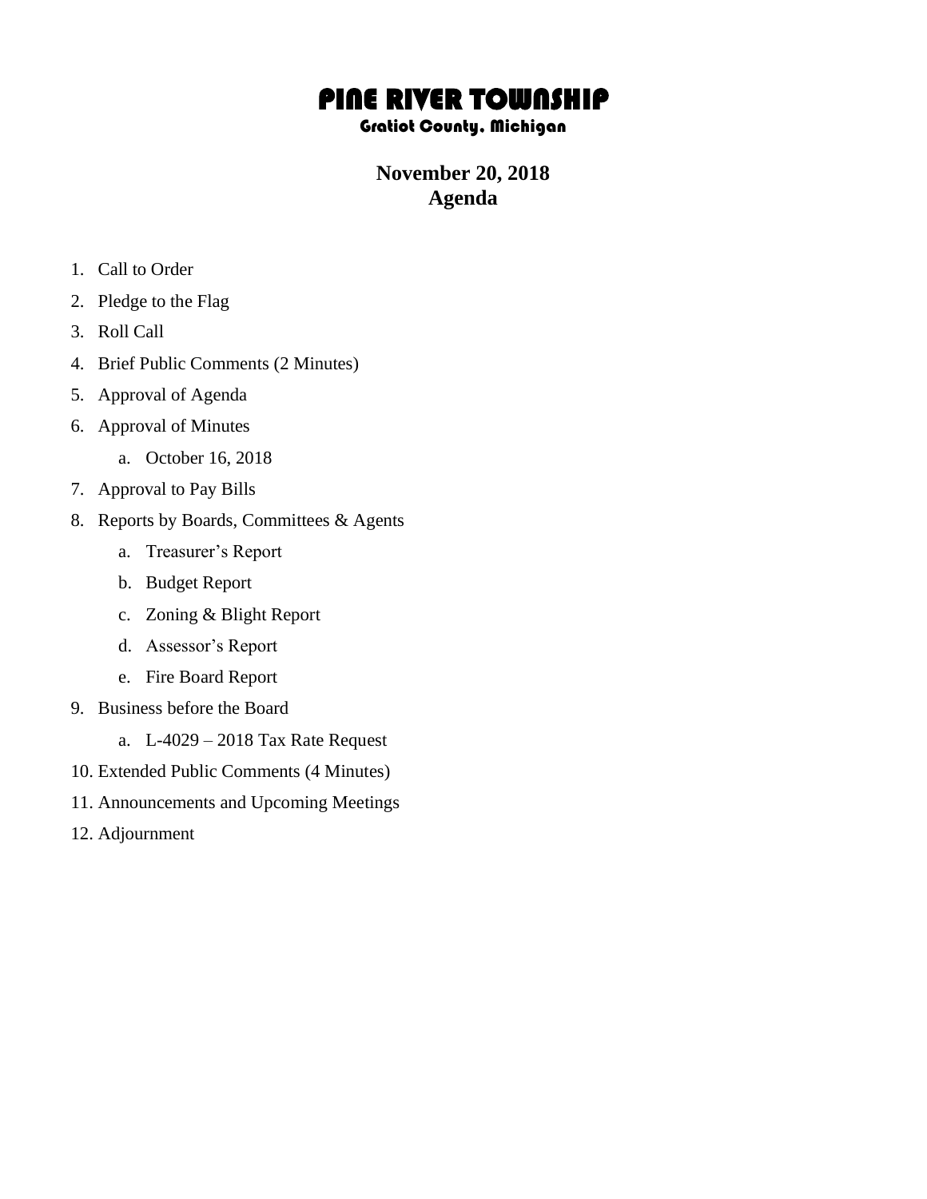# PINE RIVER TOWNSHIP

### Gratiot County, Michigan

## November 20, 2018
## Agenda

1. Call to Order
2. Pledge to the Flag
3. Roll Call
4. Brief Public Comments (2 Minutes)
5. Approval of Agenda
6. Approval of Minutes
    a. October 16, 2018
7. Approval to Pay Bills
8. Reports by Boards, Committees & Agents
    a. Treasurer's Report
    b. Budget Report
    c. Zoning & Blight Report
    d. Assessor's Report
    e. Fire Board Report
9. Business before the Board
    a. L-4029 – 2018 Tax Rate Request
10. Extended Public Comments (4 Minutes)
11. Announcements and Upcoming Meetings
12. Adjournment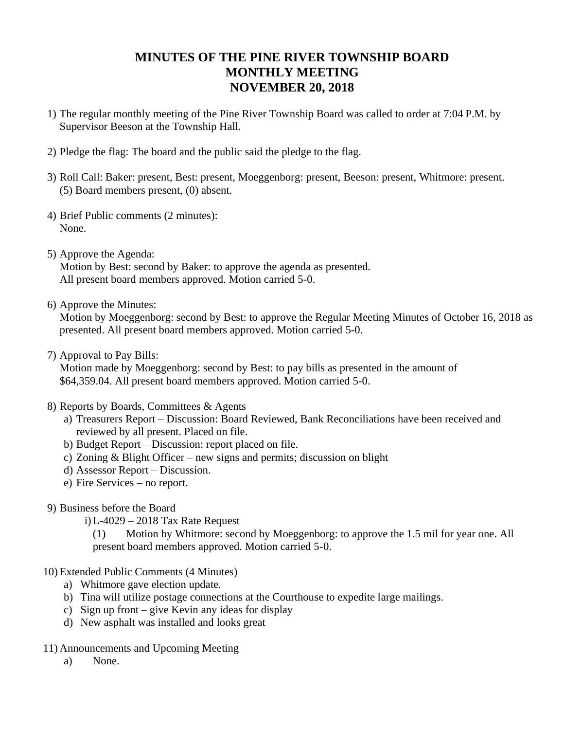# MINUTES OF THE PINE RIVER TOWNSHIP BOARD MONTHLY MEETING NOVEMBER 20, 2018

1) The regular monthly meeting of the Pine River Township Board was called to order at 7:04 P.M. by Supervisor Beeson at the Township Hall.

2) Pledge the flag: The board and the public said the pledge to the flag.

3) Roll Call: Baker: present, Best: present, Moeggenborg: present, Beeson: present, Whitmore: present. (5) Board members present, (0) absent.

4) Brief Public comments (2 minutes):
   None.

5) Approve the Agenda:
   Motion by Best: second by Baker: to approve the agenda as presented. All present board members approved. Motion carried 5-0.

6) Approve the Minutes:
   Motion by Moeggenborg: second by Best: to approve the Regular Meeting Minutes of October 16, 2018 as presented. All present board members approved. Motion carried 5-0.

7) Approval to Pay Bills:
   Motion made by Moeggenborg: second by Best: to pay bills as presented in the amount of $64,359.04. All present board members approved. Motion carried 5-0.

8) Reports by Boards, Committees & Agents
   a) Treasurers Report – Discussion: Board Reviewed, Bank Reconciliations have been received and reviewed by all present. Placed on file.
   b) Budget Report – Discussion: report placed on file.
   c) Zoning & Blight Officer – new signs and permits; discussion on blight
   d) Assessor Report – Discussion.
   e) Fire Services – no report.

9) Business before the Board
   i) L-4029 – 2018 Tax Rate Request
      (1) Motion by Whitmore: second by Moeggenborg: to approve the 1.5 mil for year one. All present board members approved. Motion carried 5-0.

10) Extended Public Comments (4 Minutes)
    a) Whitmore gave election update.
    b) Tina will utilize postage connections at the Courthouse to expedite large mailings.
    c) Sign up front – give Kevin any ideas for display
    d) New asphalt was installed and looks great

11) Announcements and Upcoming Meeting
    a) None.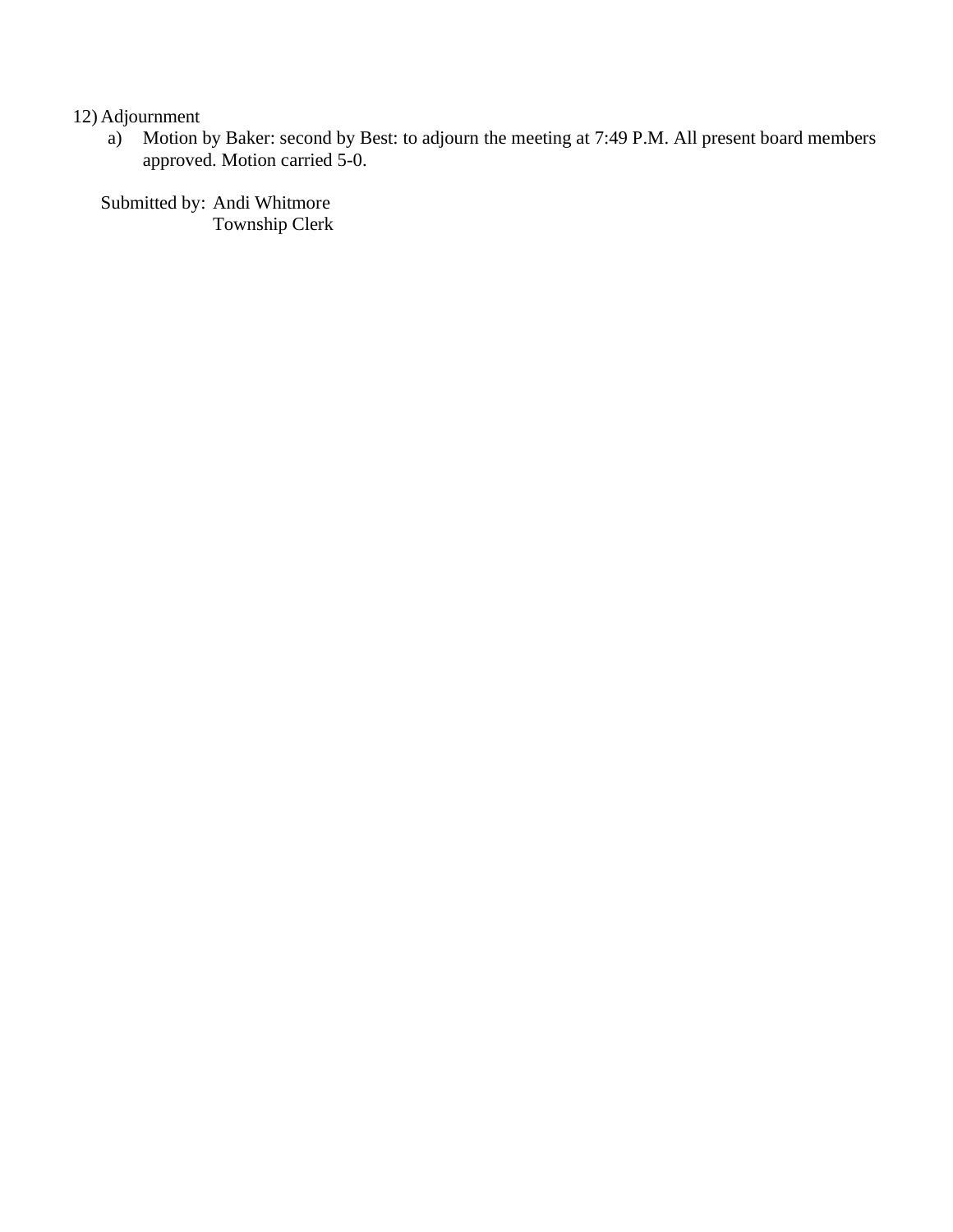12) Adjournment

   a) Motion by Baker: second by Best: to adjourn the meeting at 7:49 P.M. All present board members approved. Motion carried 5-0.

Submitted by: Andi Whitmore
Township Clerk